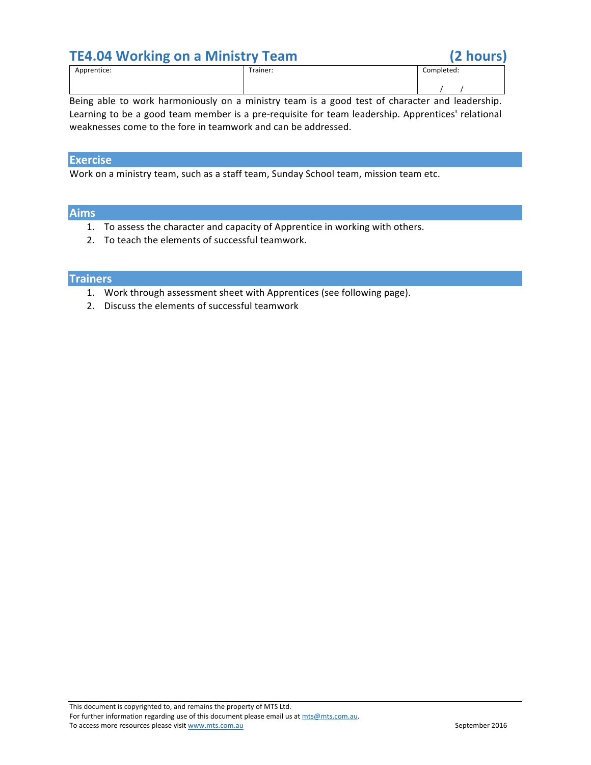# TE4.04 Working on a Ministry Team (2 hours)

| Apprentice: | Trainer: | Completed: / / |
|---|---|---|

Being able to work harmoniously on a ministry team is a good test of character and leadership. Learning to be a good team member is a pre-requisite for team leadership. Apprentices' relational weaknesses come to the fore in teamwork and can be addressed.

## Exercise

Work on a ministry team, such as a staff team, Sunday School team, mission team etc.

## Aims

1. To assess the character and capacity of Apprentice in working with others.
2. To teach the elements of successful teamwork.

## Trainers

1. Work through assessment sheet with Apprentices (see following page).
2. Discuss the elements of successful teamwork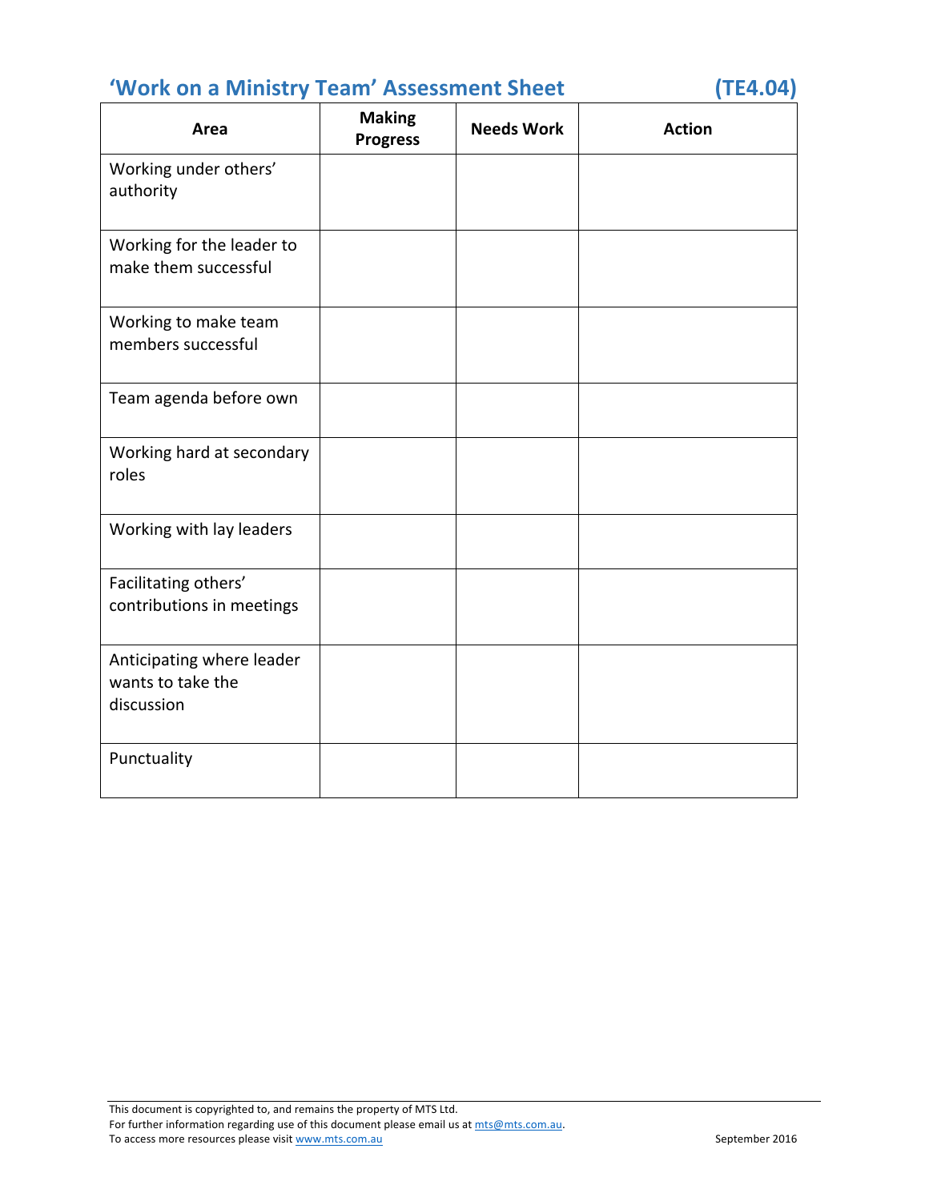## 'Work on a Ministry Team' Assessment Sheet (TE4.04)

| Area | Making Progress | Needs Work | Action |
|---|---|---|---|
| Working under others' authority | | | |
| Working for the leader to make them successful | | | |
| Working to make team members successful | | | |
| Team agenda before own | | | |
| Working hard at secondary roles | | | |
| Working with lay leaders | | | |
| Facilitating others' contributions in meetings | | | |
| Anticipating where leader wants to take the discussion | | | |
| Punctuality | | | |

This document is copyrighted to, and remains the property of MTS Ltd.
For further information regarding use of this document please email us at mts@mts.com.au.
To access more resources please visit www.mts.com.au

September 2016